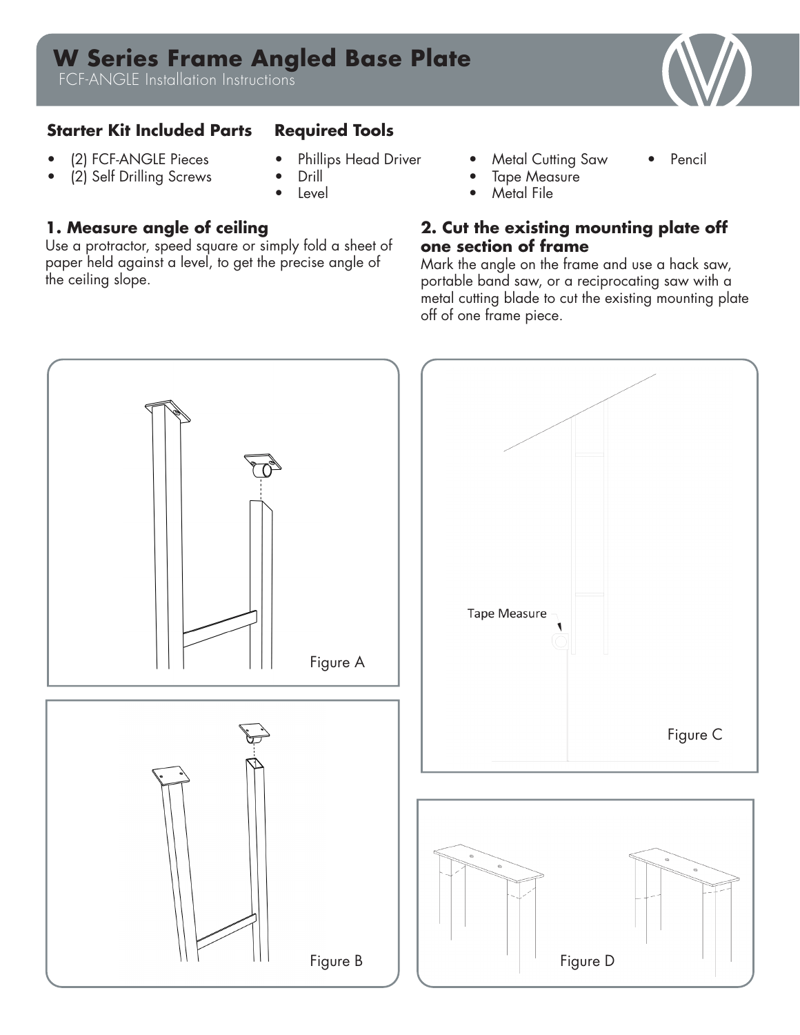# W Series Frame Angled Base Plate

FCF-ANGLE Installation Instructions

### Starter Kit Included Parts

- (2) FCF-ANGLE Pieces
- (2) Self Drilling Screws

### Required Tools

- Phillips Head Driver
- Drill
- Level
- Metal Cutting Saw
- Tape Measure
- Metal File
- Pencil

### 1. Measure angle of ceiling

Use a protractor, speed square or simply fold a sheet of paper held against a level, to get the precise angle of the ceiling slope.

### 2. Cut the existing mounting plate off one section of frame

Mark the angle on the frame and use a hack saw, portable band saw, or a reciprocating saw with a metal cutting blade to cut the existing mounting plate off of one frame piece.

Figure A

Tape Measure

Figure C

Figure B

Figure D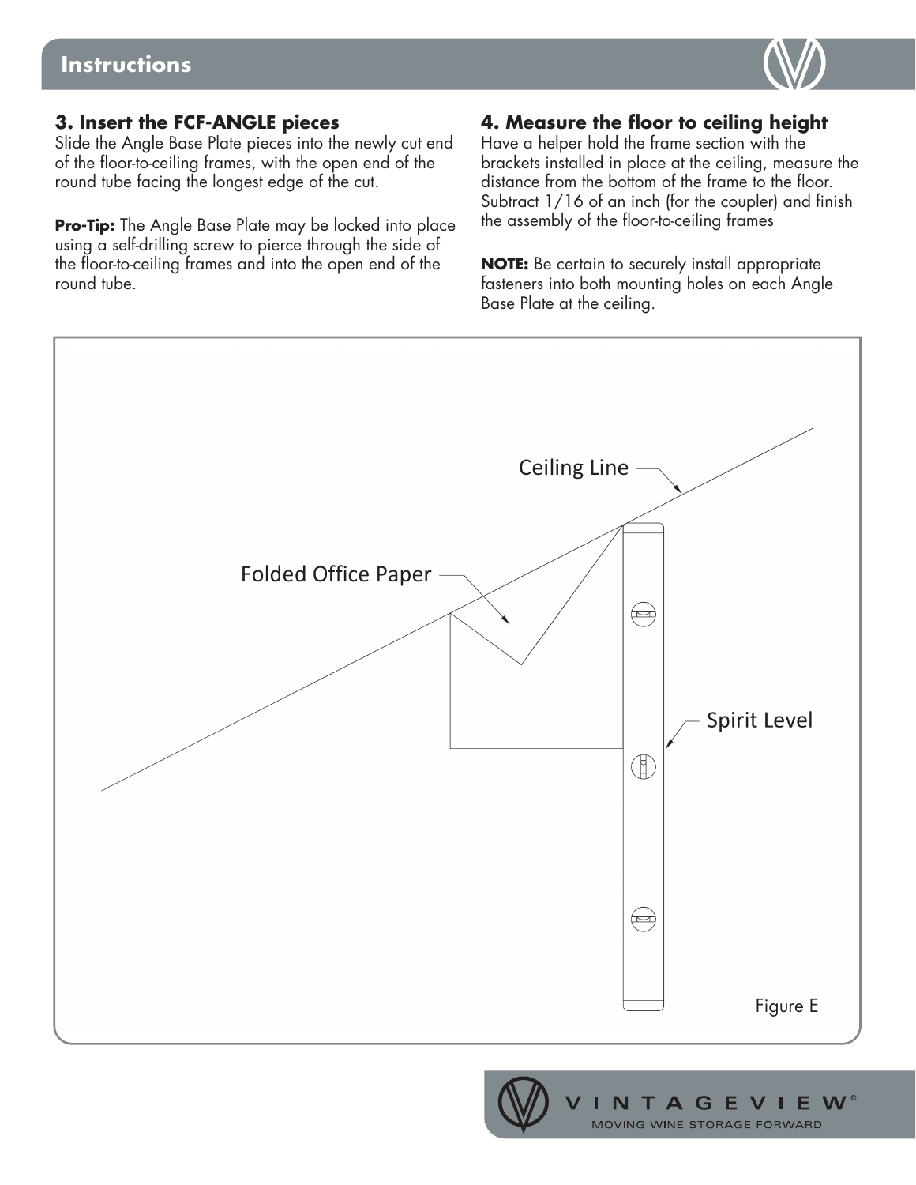## Instructions

### 3. Insert the FCF-ANGLE pieces

Slide the Angle Base Plate pieces into the newly cut end of the floor-to-ceiling frames, with the open end of the round tube facing the longest edge of the cut.

**Pro-Tip:** The Angle Base Plate may be locked into place using a self-drilling screw to pierce through the side of the floor-to-ceiling frames and into the open end of the round tube.

### 4. Measure the floor to ceiling height

Have a helper hold the frame section with the brackets installed in place at the ceiling, measure the distance from the bottom of the frame to the floor. Subtract 1/16 of an inch (for the coupler) and finish the assembly of the floor-to-ceiling frames

**NOTE:** Be certain to securely install appropriate fasteners into both mounting holes on each Angle Base Plate at the ceiling.

Ceiling Line

Folded Office Paper

Spirit Level

Figure E